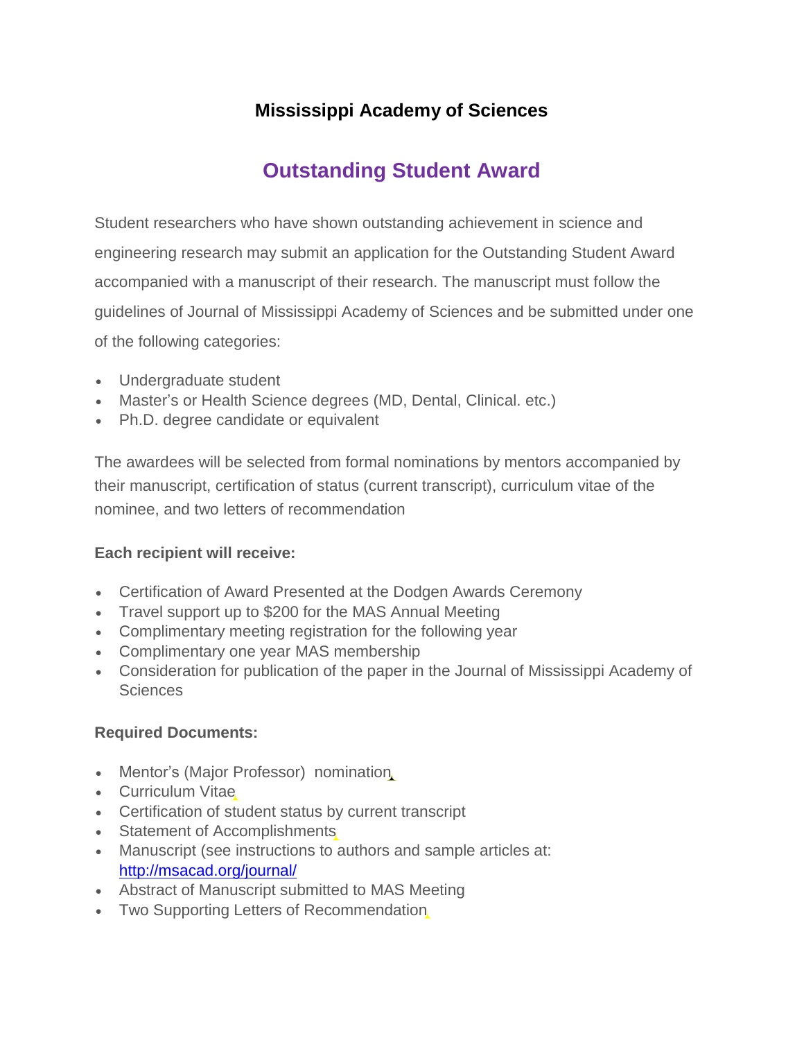# Mississippi Academy of Sciences

## Outstanding Student Award

Student researchers who have shown outstanding achievement in science and engineering research may submit an application for the Outstanding Student Award accompanied with a manuscript of their research. The manuscript must follow the guidelines of Journal of Mississippi Academy of Sciences and be submitted under one of the following categories:

- Undergraduate student
- Master's or Health Science degrees (MD, Dental, Clinical. etc.)
- Ph.D. degree candidate or equivalent

The awardees will be selected from formal nominations by mentors accompanied by their manuscript, certification of status (current transcript), curriculum vitae of the nominee, and two letters of recommendation

**Each recipient will receive:**

- Certification of Award Presented at the Dodgen Awards Ceremony
- Travel support up to $200 for the MAS Annual Meeting
- Complimentary meeting registration for the following year
- Complimentary one year MAS membership
- Consideration for publication of the paper in the Journal of Mississippi Academy of Sciences

**Required Documents:**

- Mentor's (Major Professor) nomination
- Curriculum Vitae
- Certification of student status by current transcript
- Statement of Accomplishments
- Manuscript (see instructions to authors and sample articles at: http://msacad.org/journal/
- Abstract of Manuscript submitted to MAS Meeting
- Two Supporting Letters of Recommendation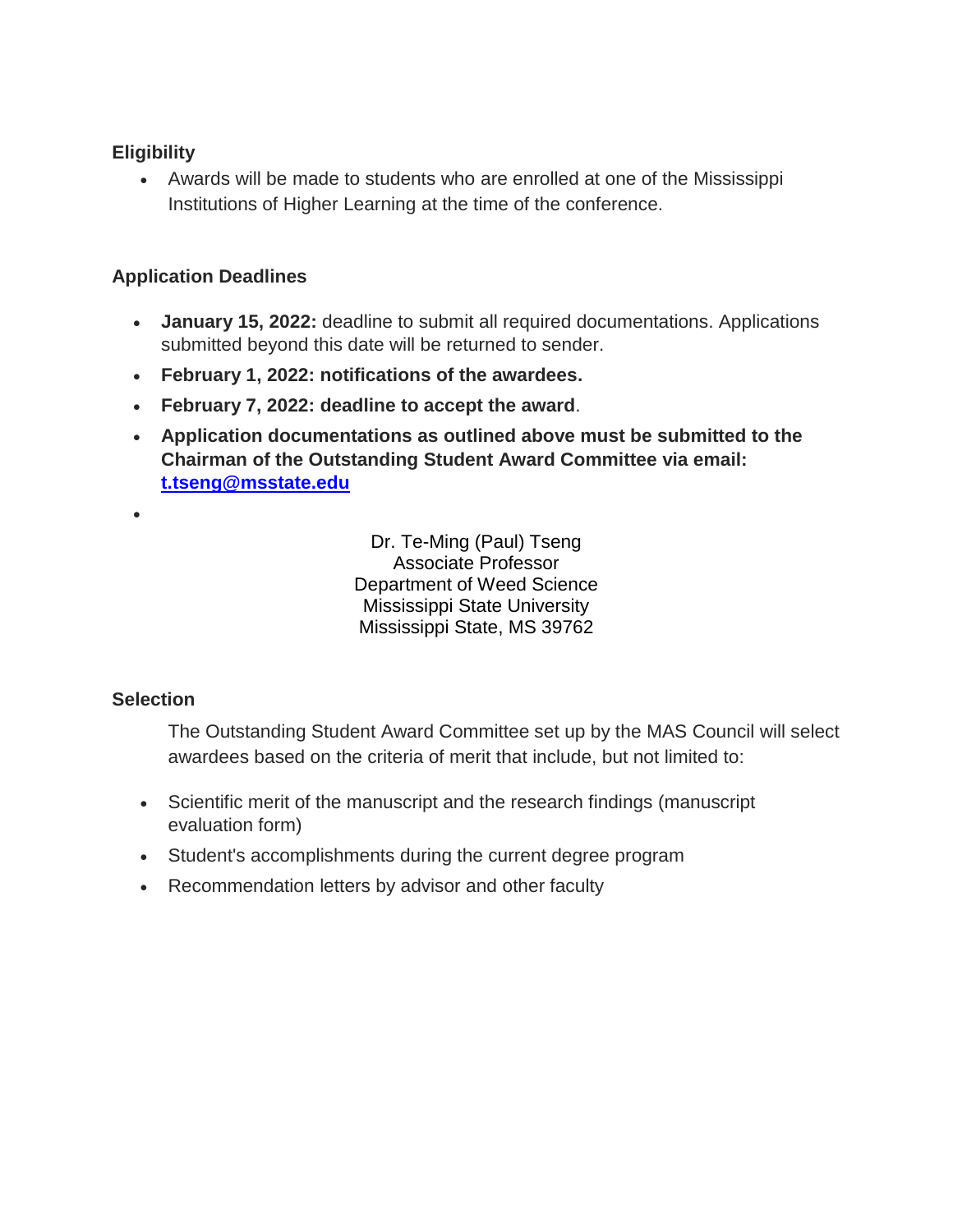### Eligibility

- Awards will be made to students who are enrolled at one of the Mississippi Institutions of Higher Learning at the time of the conference.

### Application Deadlines

- **January 15, 2022:** deadline to submit all required documentations. Applications submitted beyond this date will be returned to sender.
- **February 1, 2022: notifications of the awardees.**
- **February 7, 2022: deadline to accept the award**.
- **Application documentations as outlined above must be submitted to the Chairman of the Outstanding Student Award Committee via email: t.tseng@msstate.edu**

Dr. Te-Ming (Paul) Tseng
Associate Professor
Department of Weed Science
Mississippi State University
Mississippi State, MS 39762

### Selection

The Outstanding Student Award Committee set up by the MAS Council will select awardees based on the criteria of merit that include, but not limited to:

- Scientific merit of the manuscript and the research findings (manuscript evaluation form)
- Student's accomplishments during the current degree program
- Recommendation letters by advisor and other faculty